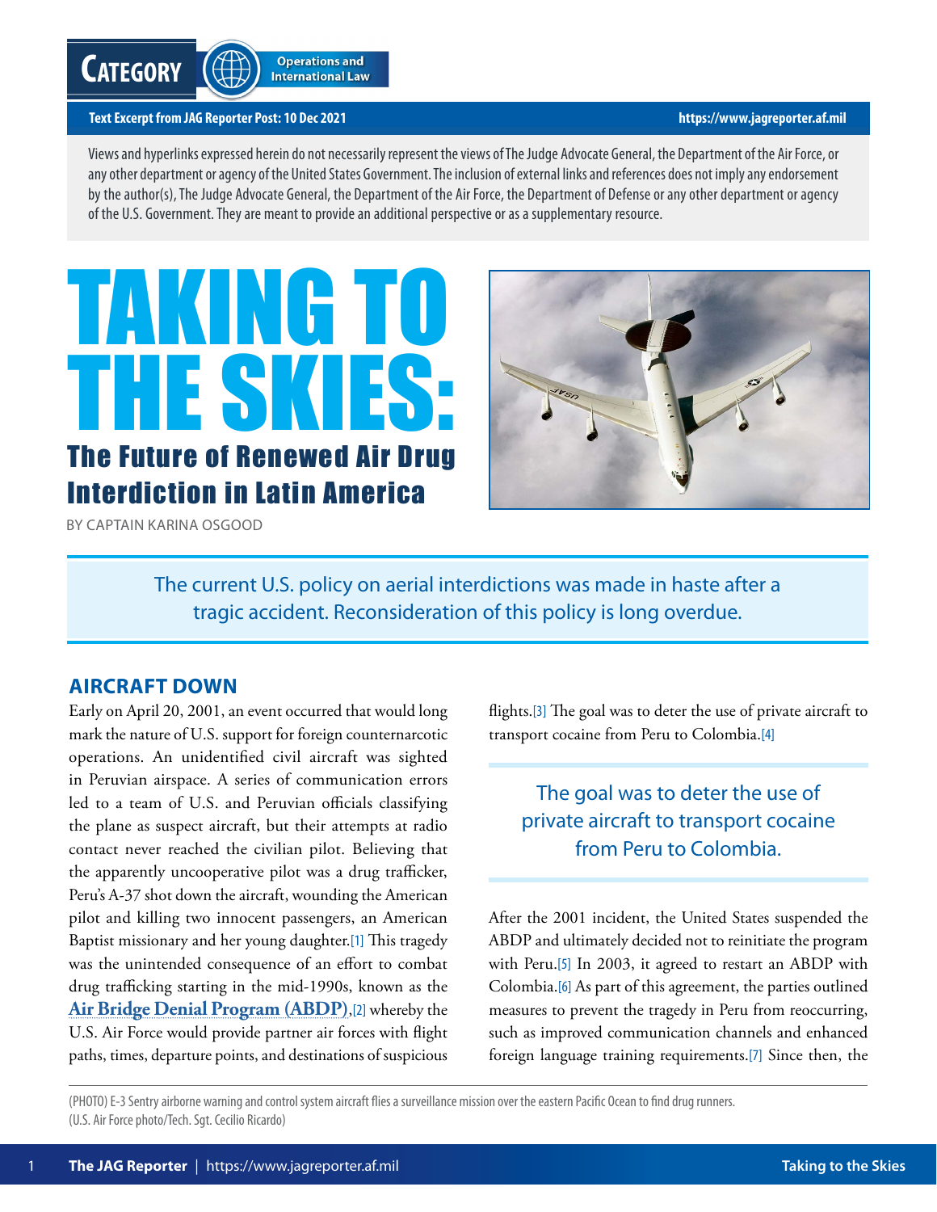**Category** Operations and International Law

**Text Excerpt from JAG Reporter Post: 10 Dec 2021** https://www.jagreporter.af.mil

Views and hyperlinks expressed herein do not necessarily represent the views of The Judge Advocate General, the Department of the Air Force, or any other department or agency of the United States Government. The inclusion of external links and references does not imply any endorsement by the author(s), The Judge Advocate General, the Department of the Air Force, the Department of Defense or any other department or agency of the U.S. Government. They are meant to provide an additional perspective or as a supplementary resource.

# TAKING TO THE SKIES:

## The Future of Renewed Air Drug Interdiction in Latin America

BY CAPTAIN KARINA OSGOOD

> The current U.S. policy on aerial interdictions was made in haste after a tragic accident. Reconsideration of this policy is long overdue.

### AIRCRAFT DOWN

Early on April 20, 2001, an event occurred that would long mark the nature of U.S. support for foreign counternarcotic operations. An unidentified civil aircraft was sighted in Peruvian airspace. A series of communication errors led to a team of U.S. and Peruvian officials classifying the plane as suspect aircraft, but their attempts at radio contact never reached the civilian pilot. Believing that the apparently uncooperative pilot was a drug trafficker, Peru's A-37 shot down the aircraft, wounding the American pilot and killing two innocent passengers, an American Baptist missionary and her young daughter.[1] This tragedy was the unintended consequence of an effort to combat drug trafficking starting in the mid-1990s, known as the **Air Bridge Denial Program (ABDP)**,[2] whereby the U.S. Air Force would provide partner air forces with flight paths, times, departure points, and destinations of suspicious flights.[3] The goal was to deter the use of private aircraft to transport cocaine from Peru to Colombia.[4]

> The goal was to deter the use of private aircraft to transport cocaine from Peru to Colombia.

After the 2001 incident, the United States suspended the ABDP and ultimately decided not to reinitiate the program with Peru.[5] In 2003, it agreed to restart an ABDP with Colombia.[6] As part of this agreement, the parties outlined measures to prevent the tragedy in Peru from reoccurring, such as improved communication channels and enhanced foreign language training requirements.[7] Since then, the

(PHOTO) E-3 Sentry airborne warning and control system aircraft flies a surveillance mission over the eastern Pacific Ocean to find drug runners. (U.S. Air Force photo/Tech. Sgt. Cecilio Ricardo)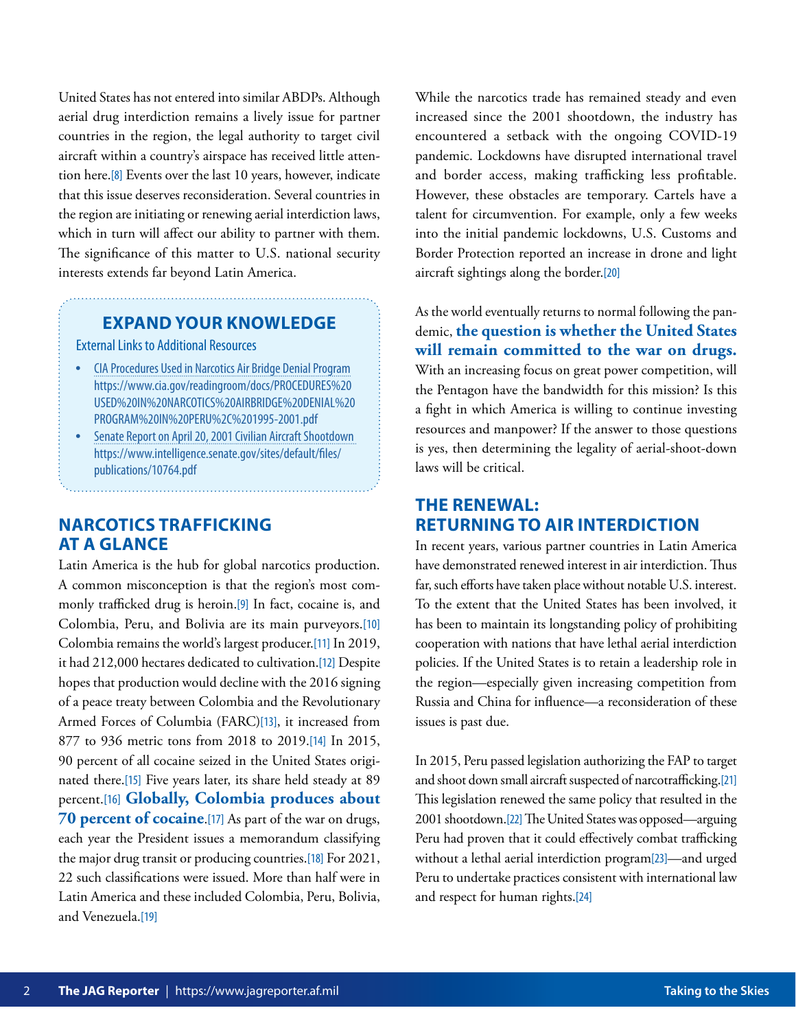United States has not entered into similar ABDPs. Although aerial drug interdiction remains a lively issue for partner countries in the region, the legal authority to target civil aircraft within a country's airspace has received little attention here.[8] Events over the last 10 years, however, indicate that this issue deserves reconsideration. Several countries in the region are initiating or renewing aerial interdiction laws, which in turn will affect our ability to partner with them. The significance of this matter to U.S. national security interests extends far beyond Latin America.

> **EXPAND YOUR KNOWLEDGE**
>
> External Links to Additional Resources
>
> - CIA Procedures Used in Narcotics Air Bridge Denial Program https://www.cia.gov/readingroom/docs/PROCEDURES%20USED%20IN%20NARCOTICS%20AIRBRIDGE%20DENIAL%20PROGRAM%20IN%20PERU%2C%201995-2001.pdf
> - Senate Report on April 20, 2001 Civilian Aircraft Shootdown https://www.intelligence.senate.gov/sites/default/files/publications/10764.pdf

## NARCOTICS TRAFFICKING AT A GLANCE

Latin America is the hub for global narcotics production. A common misconception is that the region's most commonly trafficked drug is heroin.[9] In fact, cocaine is, and Colombia, Peru, and Bolivia are its main purveyors.[10] Colombia remains the world's largest producer.[11] In 2019, it had 212,000 hectares dedicated to cultivation.[12] Despite hopes that production would decline with the 2016 signing of a peace treaty between Colombia and the Revolutionary Armed Forces of Columbia (FARC)[13], it increased from 877 to 936 metric tons from 2018 to 2019.[14] In 2015, 90 percent of all cocaine seized in the United States originated there.[15] Five years later, its share held steady at 89 percent.[16] **Globally, Colombia produces about 70 percent of cocaine**.[17] As part of the war on drugs, each year the President issues a memorandum classifying the major drug transit or producing countries.[18] For 2021, 22 such classifications were issued. More than half were in Latin America and these included Colombia, Peru, Bolivia, and Venezuela.[19]

While the narcotics trade has remained steady and even increased since the 2001 shootdown, the industry has encountered a setback with the ongoing COVID-19 pandemic. Lockdowns have disrupted international travel and border access, making trafficking less profitable. However, these obstacles are temporary. Cartels have a talent for circumvention. For example, only a few weeks into the initial pandemic lockdowns, U.S. Customs and Border Protection reported an increase in drone and light aircraft sightings along the border.[20]

As the world eventually returns to normal following the pandemic, **the question is whether the United States will remain committed to the war on drugs.** With an increasing focus on great power competition, will the Pentagon have the bandwidth for this mission? Is this a fight in which America is willing to continue investing resources and manpower? If the answer to those questions is yes, then determining the legality of aerial-shoot-down laws will be critical.

## THE RENEWAL: RETURNING TO AIR INTERDICTION

In recent years, various partner countries in Latin America have demonstrated renewed interest in air interdiction. Thus far, such efforts have taken place without notable U.S. interest. To the extent that the United States has been involved, it has been to maintain its longstanding policy of prohibiting cooperation with nations that have lethal aerial interdiction policies. If the United States is to retain a leadership role in the region—especially given increasing competition from Russia and China for influence—a reconsideration of these issues is past due.

In 2015, Peru passed legislation authorizing the FAP to target and shoot down small aircraft suspected of narcotrafficking.[21] This legislation renewed the same policy that resulted in the 2001 shootdown.[22] The United States was opposed—arguing Peru had proven that it could effectively combat trafficking without a lethal aerial interdiction program[23]—and urged Peru to undertake practices consistent with international law and respect for human rights.[24]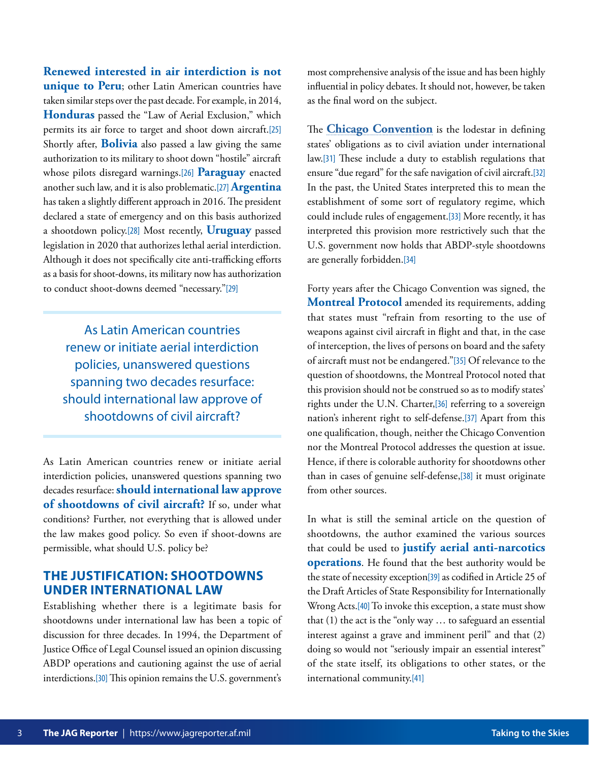**Renewed interested in air interdiction is not unique to Peru**; other Latin American countries have taken similar steps over the past decade. For example, in 2014, **Honduras** passed the "Law of Aerial Exclusion," which permits its air force to target and shoot down aircraft.[25] Shortly after, **Bolivia** also passed a law giving the same authorization to its military to shoot down "hostile" aircraft whose pilots disregard warnings.[26] **Paraguay** enacted another such law, and it is also problematic.[27] **Argentina** has taken a slightly different approach in 2016. The president declared a state of emergency and on this basis authorized a shootdown policy.[28] Most recently, **Uruguay** passed legislation in 2020 that authorizes lethal aerial interdiction. Although it does not specifically cite anti-trafficking efforts as a basis for shoot-downs, its military now has authorization to conduct shoot-downs deemed "necessary."[29]

> As Latin American countries renew or initiate aerial interdiction policies, unanswered questions spanning two decades resurface: should international law approve of shootdowns of civil aircraft?

As Latin American countries renew or initiate aerial interdiction policies, unanswered questions spanning two decades resurface: **should international law approve of shootdowns of civil aircraft?** If so, under what conditions? Further, not everything that is allowed under the law makes good policy. So even if shoot-downs are permissible, what should U.S. policy be?

## THE JUSTIFICATION: SHOOTDOWNS UNDER INTERNATIONAL LAW

Establishing whether there is a legitimate basis for shootdowns under international law has been a topic of discussion for three decades. In 1994, the Department of Justice Office of Legal Counsel issued an opinion discussing ABDP operations and cautioning against the use of aerial interdictions.[30] This opinion remains the U.S. government's most comprehensive analysis of the issue and has been highly influential in policy debates. It should not, however, be taken as the final word on the subject.

The **Chicago Convention** is the lodestar in defining states' obligations as to civil aviation under international law.[31] These include a duty to establish regulations that ensure "due regard" for the safe navigation of civil aircraft.[32] In the past, the United States interpreted this to mean the establishment of some sort of regulatory regime, which could include rules of engagement.[33] More recently, it has interpreted this provision more restrictively such that the U.S. government now holds that ABDP-style shootdowns are generally forbidden.[34]

Forty years after the Chicago Convention was signed, the **Montreal Protocol** amended its requirements, adding that states must "refrain from resorting to the use of weapons against civil aircraft in flight and that, in the case of interception, the lives of persons on board and the safety of aircraft must not be endangered."[35] Of relevance to the question of shootdowns, the Montreal Protocol noted that this provision should not be construed so as to modify states' rights under the U.N. Charter,[36] referring to a sovereign nation's inherent right to self-defense.[37] Apart from this one qualification, though, neither the Chicago Convention nor the Montreal Protocol addresses the question at issue. Hence, if there is colorable authority for shootdowns other than in cases of genuine self-defense,[38] it must originate from other sources.

In what is still the seminal article on the question of shootdowns, the author examined the various sources that could be used to **justify aerial anti-narcotics operations**. He found that the best authority would be the state of necessity exception[39] as codified in Article 25 of the Draft Articles of State Responsibility for Internationally Wrong Acts.[40] To invoke this exception, a state must show that (1) the act is the "only way … to safeguard an essential interest against a grave and imminent peril" and that (2) doing so would not "seriously impair an essential interest" of the state itself, its obligations to other states, or the international community.[41]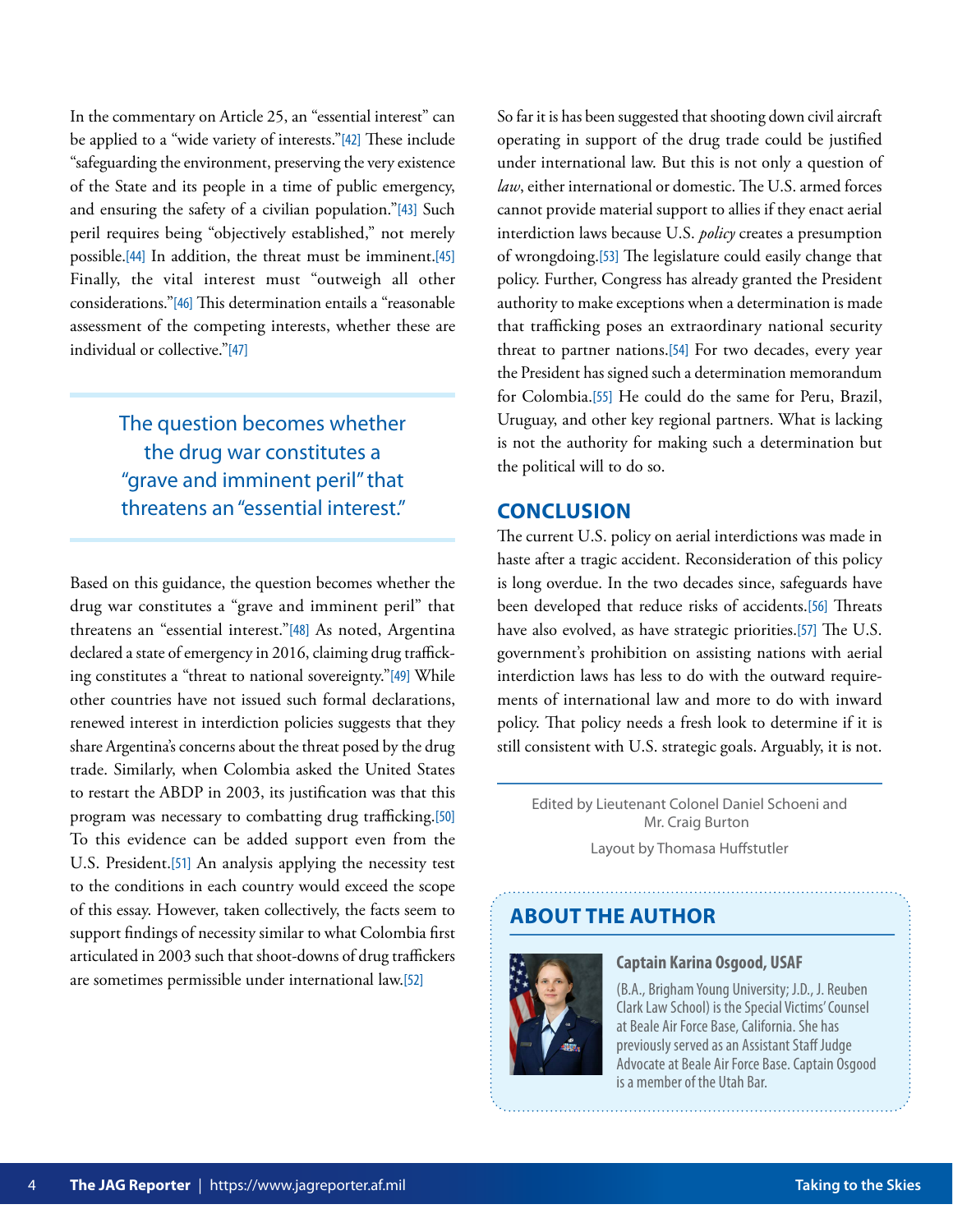In the commentary on Article 25, an "essential interest" can be applied to a "wide variety of interests."[42] These include "safeguarding the environment, preserving the very existence of the State and its people in a time of public emergency, and ensuring the safety of a civilian population."[43] Such peril requires being "objectively established," not merely possible.[44] In addition, the threat must be imminent.[45] Finally, the vital interest must "outweigh all other considerations."[46] This determination entails a "reasonable assessment of the competing interests, whether these are individual or collective."[47]

> The question becomes whether the drug war constitutes a "grave and imminent peril" that threatens an "essential interest."

Based on this guidance, the question becomes whether the drug war constitutes a "grave and imminent peril" that threatens an "essential interest."[48] As noted, Argentina declared a state of emergency in 2016, claiming drug trafficking constitutes a "threat to national sovereignty."[49] While other countries have not issued such formal declarations, renewed interest in interdiction policies suggests that they share Argentina's concerns about the threat posed by the drug trade. Similarly, when Colombia asked the United States to restart the ABDP in 2003, its justification was that this program was necessary to combatting drug trafficking.[50] To this evidence can be added support even from the U.S. President.[51] An analysis applying the necessity test to the conditions in each country would exceed the scope of this essay. However, taken collectively, the facts seem to support findings of necessity similar to what Colombia first articulated in 2003 such that shoot-downs of drug traffickers are sometimes permissible under international law.[52]

So far it is has been suggested that shooting down civil aircraft operating in support of the drug trade could be justified under international law. But this is not only a question of *law*, either international or domestic. The U.S. armed forces cannot provide material support to allies if they enact aerial interdiction laws because U.S. *policy* creates a presumption of wrongdoing.[53] The legislature could easily change that policy. Further, Congress has already granted the President authority to make exceptions when a determination is made that trafficking poses an extraordinary national security threat to partner nations.[54] For two decades, every year the President has signed such a determination memorandum for Colombia.[55] He could do the same for Peru, Brazil, Uruguay, and other key regional partners. What is lacking is not the authority for making such a determination but the political will to do so.

## CONCLUSION

The current U.S. policy on aerial interdictions was made in haste after a tragic accident. Reconsideration of this policy is long overdue. In the two decades since, safeguards have been developed that reduce risks of accidents.[56] Threats have also evolved, as have strategic priorities.[57] The U.S. government's prohibition on assisting nations with aerial interdiction laws has less to do with the outward requirements of international law and more to do with inward policy. That policy needs a fresh look to determine if it is still consistent with U.S. strategic goals. Arguably, it is not.

Edited by Lieutenant Colonel Daniel Schoeni and Mr. Craig Burton

Layout by Thomasa Huffstutler

## ABOUT THE AUTHOR

**Captain Karina Osgood, USAF**

(B.A., Brigham Young University; J.D., J. Reuben Clark Law School) is the Special Victims' Counsel at Beale Air Force Base, California. She has previously served as an Assistant Staff Judge Advocate at Beale Air Force Base. Captain Osgood is a member of the Utah Bar.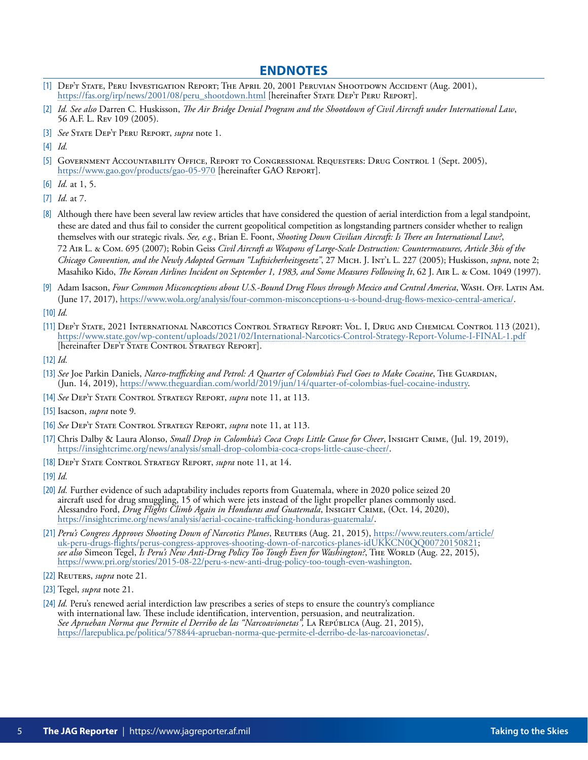## ENDNOTES

[1] Dep't State, Peru Investigation Report; The April 20, 2001 Peruvian Shootdown Accident (Aug. 2001), https://fas.org/irp/news/2001/08/peru_shootdown.html [hereinafter State Dep't Peru Report].

[2] *Id. See also* Darren C. Huskisson, *The Air Bridge Denial Program and the Shootdown of Civil Aircraft under International Law*, 56 A.F. L. Rev 109 (2005).

[3] *See* State Dep't Peru Report, *supra* note 1.

[4] *Id.*

[5] Government Accountability Office, Report to Congressional Requesters: Drug Control 1 (Sept. 2005), https://www.gao.gov/products/gao-05-970 [hereinafter GAO Report].

[6] *Id.* at 1, 5.

[7] *Id.* at 7.

[8] Although there have been several law review articles that have considered the question of aerial interdiction from a legal standpoint, these are dated and thus fail to consider the current geopolitical competition as longstanding partners consider whether to realign themselves with our strategic rivals. *See, e.g.*, Brian E. Foont, *Shooting Down Civilian Aircraft: Is There an International Law?*, 72 Air L. & Com. 695 (2007); Robin Geiss *Civil Aircraft as Weapons of Large-Scale Destruction: Countermeasures, Article 3bis of the Chicago Convention, and the Newly Adopted German "Luftsicherheitsgesetz"*, 27 Mich. J. Int'l L. 227 (2005); Huskisson, *supra*, note 2; Masahiko Kido, *The Korean Airlines Incident on September 1, 1983, and Some Measures Following It*, 62 J. Air L. & Com. 1049 (1997).

[9] Adam Isacson, *Four Common Misconceptions about U.S.-Bound Drug Flows through Mexico and Central America*, Wash. Off. Latin Am. (June 17, 2017), https://www.wola.org/analysis/four-common-misconceptions-u-s-bound-drug-flows-mexico-central-america/.

[10] *Id.*

[11] Dep't State, 2021 International Narcotics Control Strategy Report: Vol. I, Drug and Chemical Control 113 (2021), https://www.state.gov/wp-content/uploads/2021/02/International-Narcotics-Control-Strategy-Report-Volume-I-FINAL-1.pdf [hereinafter Dep't State Control Strategy Report].

[12] *Id.*

[13] *See* Joe Parkin Daniels, *Narco-trafficking and Petrol: A Quarter of Colombia's Fuel Goes to Make Cocaine*, The Guardian, (Jun. 14, 2019), https://www.theguardian.com/world/2019/jun/14/quarter-of-colombias-fuel-cocaine-industry.

[14] *See* Dep't State Control Strategy Report, *supra* note 11, at 113.

[15] Isacson, *supra* note 9.

[16] *See* Dep't State Control Strategy Report, *supra* note 11, at 113.

[17] Chris Dalby & Laura Alonso, *Small Drop in Colombia's Coca Crops Little Cause for Cheer*, Insight Crime, (Jul. 19, 2019), https://insightcrime.org/news/analysis/small-drop-colombia-coca-crops-little-cause-cheer/.

[18] Dep't State Control Strategy Report, *supra* note 11, at 14.

[19] *Id.*

[20] *Id.* Further evidence of such adaptability includes reports from Guatemala, where in 2020 police seized 20 aircraft used for drug smuggling, 15 of which were jets instead of the light propeller planes commonly used. Alessandro Ford, *Drug Flights Climb Again in Honduras and Guatemala*, Insight Crime, (Oct. 14, 2020), https://insightcrime.org/news/analysis/aerial-cocaine-trafficking-honduras-guatemala/.

[21] *Peru's Congress Approves Shooting Down of Narcotics Planes*, Reuters (Aug. 21, 2015), https://www.reuters.com/article/uk-peru-drugs-flights/perus-congress-approves-shooting-down-of-narcotics-planes-idUKKCN0QQ00720150821; *see also* Simeon Tegel, *Is Peru's New Anti-Drug Policy Too Tough Even for Washington?*, The World (Aug. 22, 2015), https://www.pri.org/stories/2015-08-22/peru-s-new-anti-drug-policy-too-tough-even-washington.

[22] Reuters, *supra* note 21.

[23] Tegel, *supra* note 21.

[24] *Id.* Peru's renewed aerial interdiction law prescribes a series of steps to ensure the country's compliance with international law. These include identification, intervention, persuasion, and neutralization. *See Aprueban Norma que Permite el Derribo de las "Narcoavionetas",* La República (Aug. 21, 2015), https://larepublica.pe/politica/578844-aprueban-norma-que-permite-el-derribo-de-las-narcoavionetas/.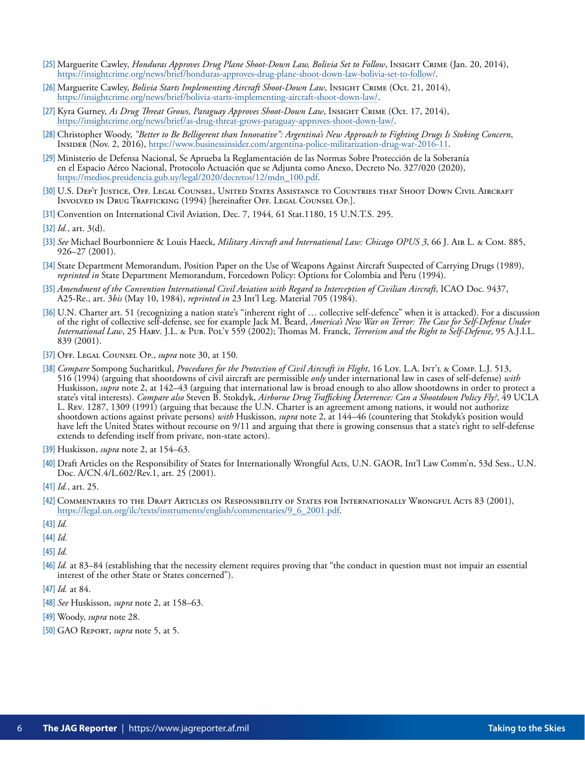[25] Marguerite Cawley, *Honduras Approves Drug Plane Shoot-Down Law, Bolivia Set to Follow*, Insight Crime (Jan. 20, 2014), https://insightcrime.org/news/brief/honduras-approves-drug-plane-shoot-down-law-bolivia-set-to-follow/.

[26] Marguerite Cawley, *Bolivia Starts Implementing Aircraft Shoot-Down Law*, Insight Crime (Oct. 21, 2014), https://insightcrime.org/news/brief/bolivia-starts-implementing-aircraft-shoot-down-law/.

[27] Kyra Gurney, *As Drug Threat Grows, Paraguay Approves Shoot-Down Law*, Insight Crime (Oct. 17, 2014), https://insightcrime.org/news/brief/as-drug-threat-grows-paraguay-approves-shoot-down-law/.

[28] Christopher Woody, *"Better to Be Belligerent than Innovative": Argentina's New Approach to Fighting Drugs Is Stoking Concern*, Insider (Nov. 2, 2016), https://www.businessinsider.com/argentina-police-militarization-drug-war-2016-11.

[29] Ministerio de Defensa Nacional, Se Aprueba la Reglamentación de las Normas Sobre Protección de la Soberanía en el Espacio Aéreo Nacional, Protocolo Actuación que se Adjunta como Anexo, Decreto No. 327/020 (2020), https://medios.presidencia.gub.uy/legal/2020/decretos/12/mdn_100.pdf.

[30] U.S. Dep't Justice, Off. Legal Counsel, United States Assistance to Countries that Shoot Down Civil Aircraft Involved in Drug Trafficking (1994) [hereinafter Off. Legal Counsel Op.].

[31] Convention on International Civil Aviation, Dec. 7, 1944, 61 Stat.1180, 15 U.N.T.S. 295.

[32] *Id.*, art. 3(d).

[33] *See* Michael Bourbonniere & Louis Haeck, *Military Aircraft and International Law: Chicago OPUS 3*, 66 J. Air L. & Com. 885, 926–27 (2001).

[34] State Department Memorandum, Position Paper on the Use of Weapons Against Aircraft Suspected of Carrying Drugs (1989), *reprinted in* State Department Memorandum, Forcedown Policy: Options for Colombia and Peru (1994).

[35] *Amendment of the Convention International Civil Aviation with Regard to Interception of Civilian Aircraft*, ICAO Doc. 9437, A25-Re., art. 3*bis* (May 10, 1984), *reprinted in* 23 Int'l Leg. Material 705 (1984).

[36] U.N. Charter art. 51 (recognizing a nation state's "inherent right of … collective self-defence" when it is attacked). For a discussion of the right of collective self-defense, see for example Jack M. Beard, *America's New War on Terror: The Case for Self-Defense Under International Law*, 25 Harv. J.L. & Pub. Pol'y 559 (2002); Thomas M. Franck, *Terrorism and the Right to Self-Defense*, 95 A.J.I.L. 839 (2001).

[37] Off. Legal Counsel Op., *supra* note 30, at 150.

[38] *Compare* Sompong Sucharitkul, *Procedures for the Protection of Civil Aircraft in Flight*, 16 Loy. L.A. Int'l & Comp. L.J. 513, 516 (1994) (arguing that shootdowns of civil aircraft are permissible *only* under international law in cases of self-defense) *with* Huskisson, *supra* note 2, at 142–43 (arguing that international law is broad enough to also allow shootdowns in order to protect a state's vital interests). *Compare also* Steven B. Stokdyk, *Airborne Drug Trafficking Deterrence: Can a Shootdown Policy Fly?*, 49 UCLA L. Rev. 1287, 1309 (1991) (arguing that because the U.N. Charter is an agreement among nations, it would not authorize shootdown actions against private persons) *with* Huskisson, *supra* note 2, at 144–46 (countering that Stokdyk's position would have left the United States without recourse on 9/11 and arguing that there is growing consensus that a state's right to self-defense extends to defending itself from private, non-state actors).

[39] Huskisson, *supra* note 2, at 154–63.

[40] Draft Articles on the Responsibility of States for Internationally Wrongful Acts, U.N. GAOR, Int'l Law Comm'n, 53d Sess., U.N. Doc. A/CN.4/L.602/Rev.1, art. 25 (2001).

[41] *Id.*, art. 25.

[42] Commentaries to the Draft Articles on Responsibility of States for Internationally Wrongful Acts 83 (2001), https://legal.un.org/ilc/texts/instruments/english/commentaries/9_6_2001.pdf.

[43] *Id.*

[44] *Id.*

[45] *Id.*

[46] *Id.* at 83–84 (establishing that the necessity element requires proving that "the conduct in question must not impair an essential interest of the other State or States concerned").

[47] *Id.* at 84.

[48] *See* Huskisson, *supra* note 2, at 158–63.

[49] Woody, *supra* note 28.

[50] GAO Report, *supra* note 5, at 5.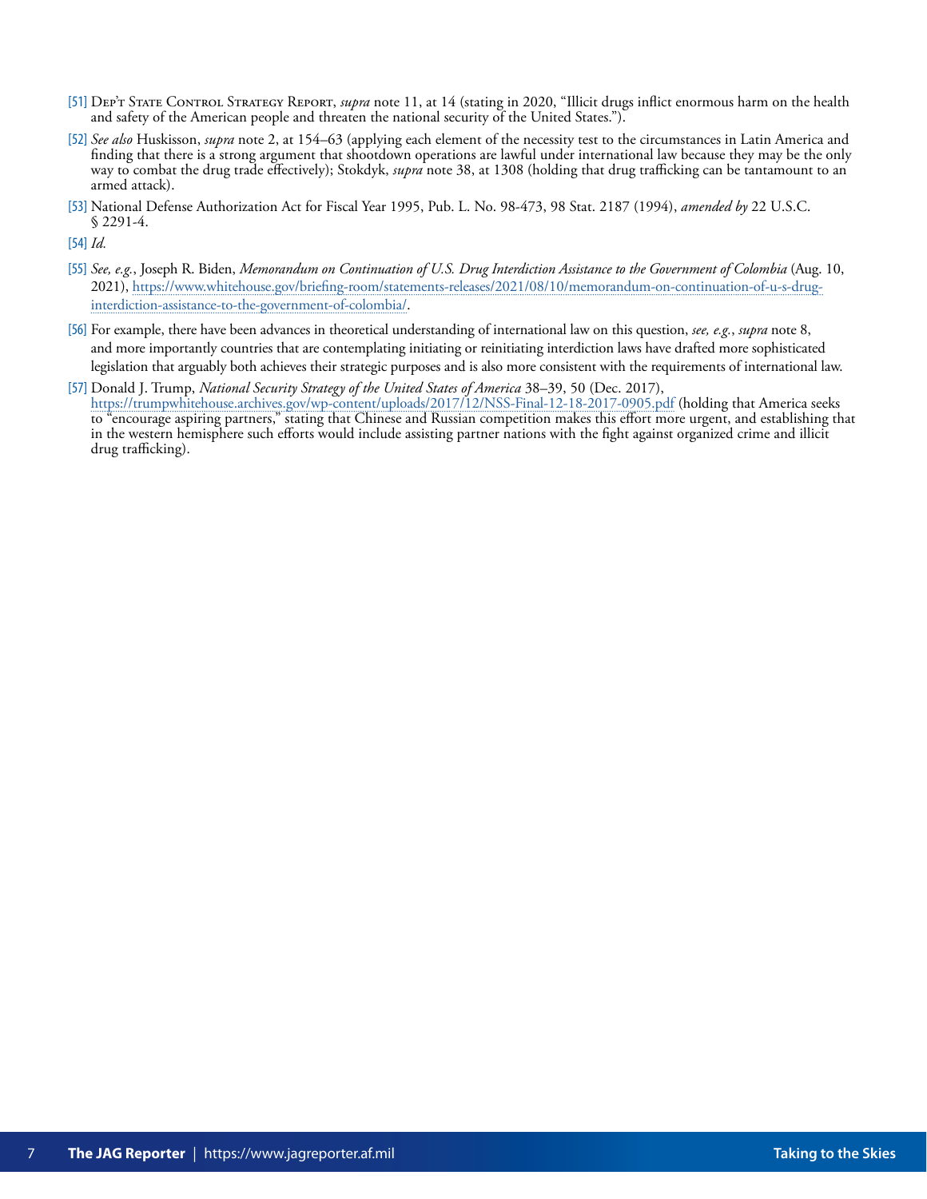[51] Dep't State Control Strategy Report, *supra* note 11, at 14 (stating in 2020, "Illicit drugs inflict enormous harm on the health and safety of the American people and threaten the national security of the United States.").

[52] *See also* Huskisson, *supra* note 2, at 154–63 (applying each element of the necessity test to the circumstances in Latin America and finding that there is a strong argument that shootdown operations are lawful under international law because they may be the only way to combat the drug trade effectively); Stokdyk, *supra* note 38, at 1308 (holding that drug trafficking can be tantamount to an armed attack).

[53] National Defense Authorization Act for Fiscal Year 1995, Pub. L. No. 98-473, 98 Stat. 2187 (1994), *amended by* 22 U.S.C. § 2291-4.

[54] *Id.*

[55] *See, e.g.*, Joseph R. Biden, *Memorandum on Continuation of U.S. Drug Interdiction Assistance to the Government of Colombia* (Aug. 10, 2021), https://www.whitehouse.gov/briefing-room/statements-releases/2021/08/10/memorandum-on-continuation-of-u-s-drug-interdiction-assistance-to-the-government-of-colombia/.

[56] For example, there have been advances in theoretical understanding of international law on this question, *see, e.g.*, *supra* note 8, and more importantly countries that are contemplating initiating or reinitiating interdiction laws have drafted more sophisticated legislation that arguably both achieves their strategic purposes and is also more consistent with the requirements of international law.

[57] Donald J. Trump, *National Security Strategy of the United States of America* 38–39, 50 (Dec. 2017), https://trumpwhitehouse.archives.gov/wp-content/uploads/2017/12/NSS-Final-12-18-2017-0905.pdf (holding that America seeks to "encourage aspiring partners," stating that Chinese and Russian competition makes this effort more urgent, and establishing that in the western hemisphere such efforts would include assisting partner nations with the fight against organized crime and illicit drug trafficking).